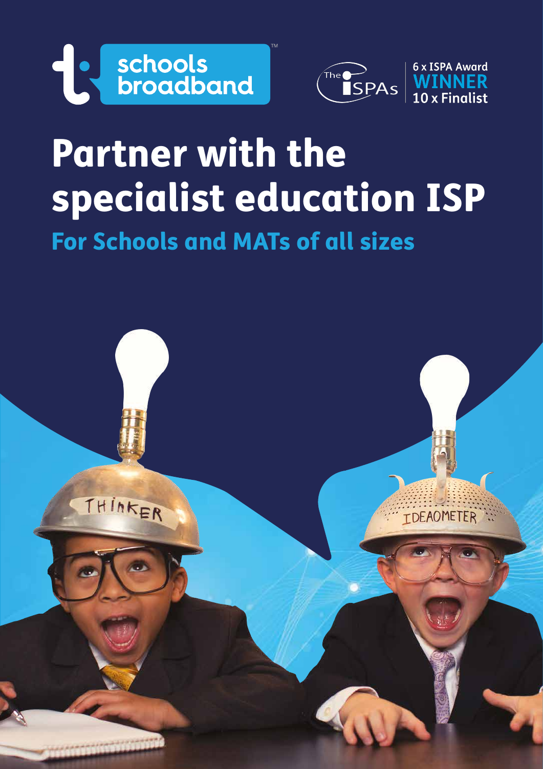schools broadband™

The ISPAs | 6 x ISPA Award **WINNER** 10 x Finalist

# Partner with the specialist education ISP

## For Schools and MATs of all sizes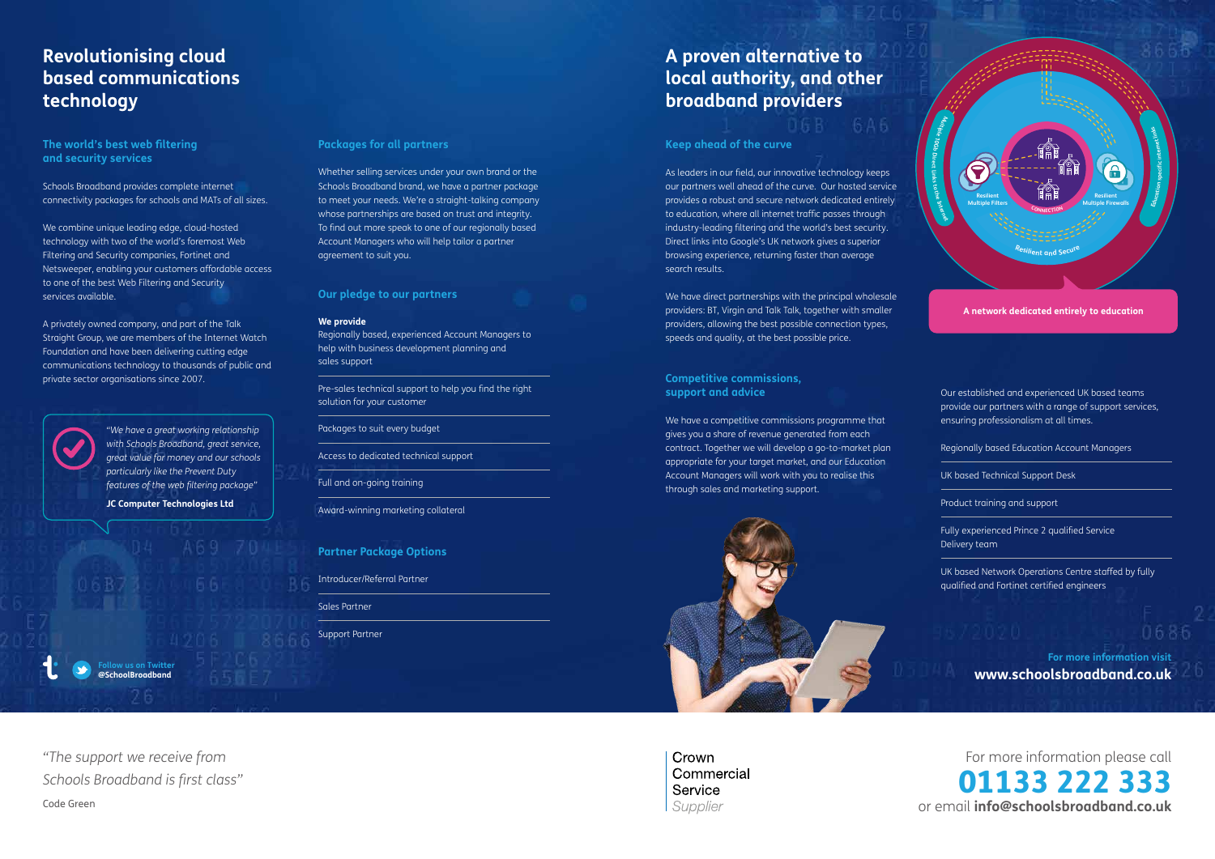# Revolutionising cloud based communications technology

## The world's best web filtering and security services

Schools Broadband provides complete internet connectivity packages for schools and MATs of all sizes.

We combine unique leading edge, cloud-hosted technology with two of the world's foremost Web Filtering and Security companies, Fortinet and Netsweeper, enabling your customers affordable access to one of the best Web Filtering and Security services available.

A privately owned company, and part of the Talk Straight Group, we are members of the Internet Watch Foundation and have been delivering cutting edge communications technology to thousands of public and private sector organisations since 2007.

*"We have a great working relationship with Schools Broadband, great service, great value for money and our schools particularly like the Prevent Duty features of the web filtering package"*

**JC Computer Technologies Ltd**

Follow us on Twitter **@SchoolBroadband**

## Packages for all partners

Whether selling services under your own brand or the Schools Broadband brand, we have a partner package to meet your needs. We're a straight-talking company whose partnerships are based on trust and integrity. To find out more speak to one of our regionally based Account Managers who will help tailor a partner agreement to suit you.

## Our pledge to our partners

**We provide**

- Regionally based, experienced Account Managers to help with business development planning and sales support
- Pre-sales technical support to help you find the right solution for your customer
- Packages to suit every budget
- Access to dedicated technical support
- Full and on-going training
- Award-winning marketing collateral

## Partner Package Options

- Introducer/Referral Partner
- Sales Partner
- Support Partner

*"The support we receive from Schools Broadband is first class"*

Code Green

# A proven alternative to local authority, and other broadband providers

## Keep ahead of the curve

As leaders in our field, our innovative technology keeps our partners well ahead of the curve. Our hosted service provides a robust and secure network dedicated entirely to education, where all internet traffic passes through industry-leading filtering and the world's best security. Direct links into Google's UK network gives a superior browsing experience, returning faster than average search results.

We have direct partnerships with the principal wholesale providers: BT, Virgin and Talk Talk, together with smaller providers, allowing the best possible connection types, speeds and quality, at the best possible price.

## Competitive commissions, support and advice

We have a competitive commissions programme that gives you a share of revenue generated from each contract. Together we will develop a go-to-market plan appropriate for your target market, and our Education Account Managers will work with you to realise this through sales and marketing support.

Multiple 10Gb Direct Links to the internet — Education specific internet links — Resilient Multiple Filters — Resilient Multiple Firewalls — Connection — Resilient and Secure

**A network dedicated entirely to education**

Our established and experienced UK based teams provide our partners with a range of support services, ensuring professionalism at all times.

- Regionally based Education Account Managers
- UK based Technical Support Desk
- Product training and support
- Fully experienced Prince 2 qualified Service Delivery team
- UK based Network Operations Centre staffed by fully qualified and Fortinet certified engineers

For more information visit
**www.schoolsbroadband.co.uk**

Crown Commercial Service *Supplier*

For more information please call
**01133 222 333**
or email **info@schoolsbroadband.co.uk**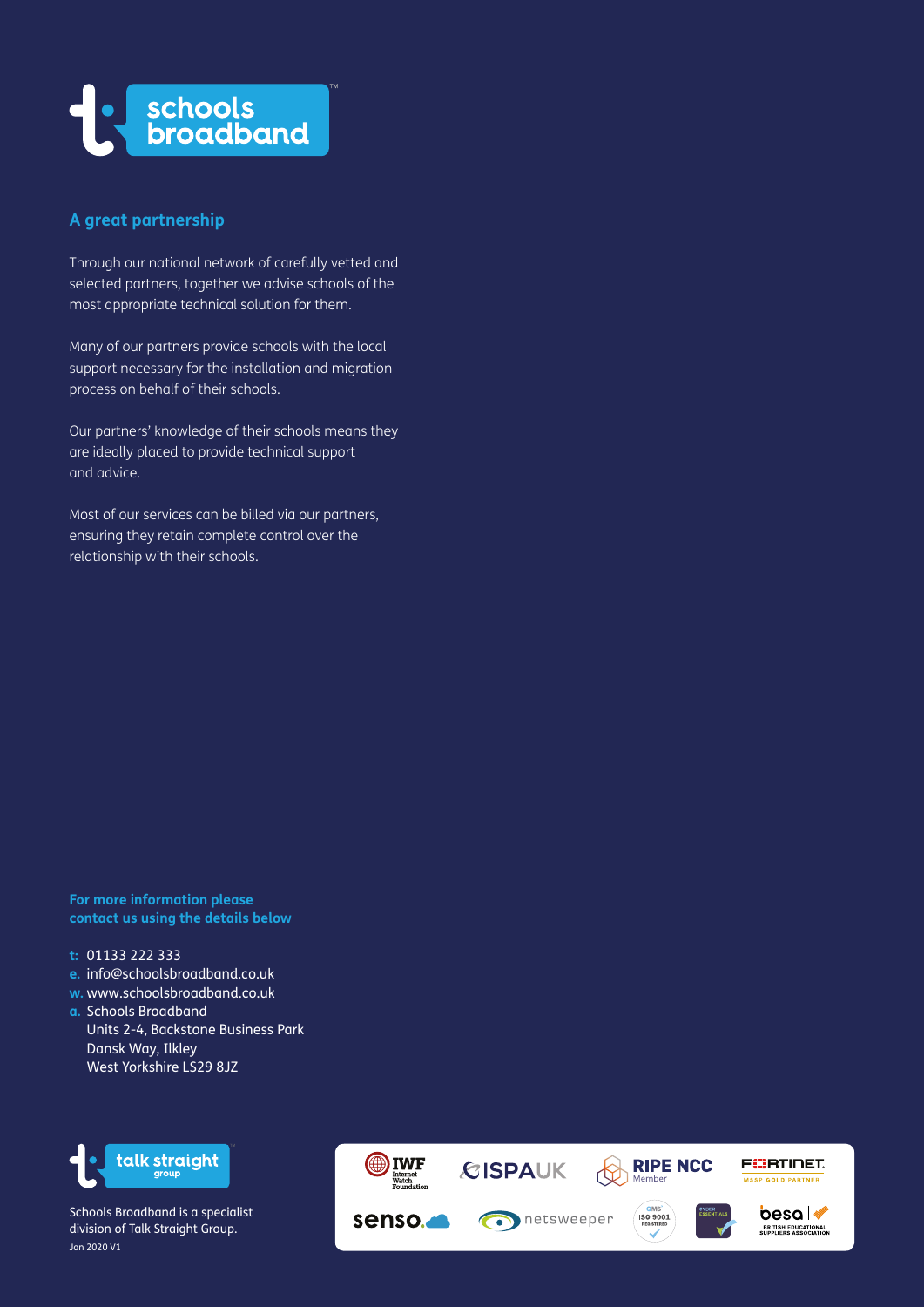## A great partnership

Through our national network of carefully vetted and selected partners, together we advise schools of the most appropriate technical solution for them.

Many of our partners provide schools with the local support necessary for the installation and migration process on behalf of their schools.

Our partners' knowledge of their schools means they are ideally placed to provide technical support and advice.

Most of our services can be billed via our partners, ensuring they retain complete control over the relationship with their schools.

**For more information please contact us using the details below**

**t:** 01133 222 333
**e.** info@schoolsbroadband.co.uk
**w.** www.schoolsbroadband.co.uk
**a.** Schools Broadband
Units 2-4, Backstone Business Park
Dansk Way, Ilkley
West Yorkshire LS29 8JZ

Schools Broadband is a specialist division of Talk Straight Group.

Jan 2020 V1